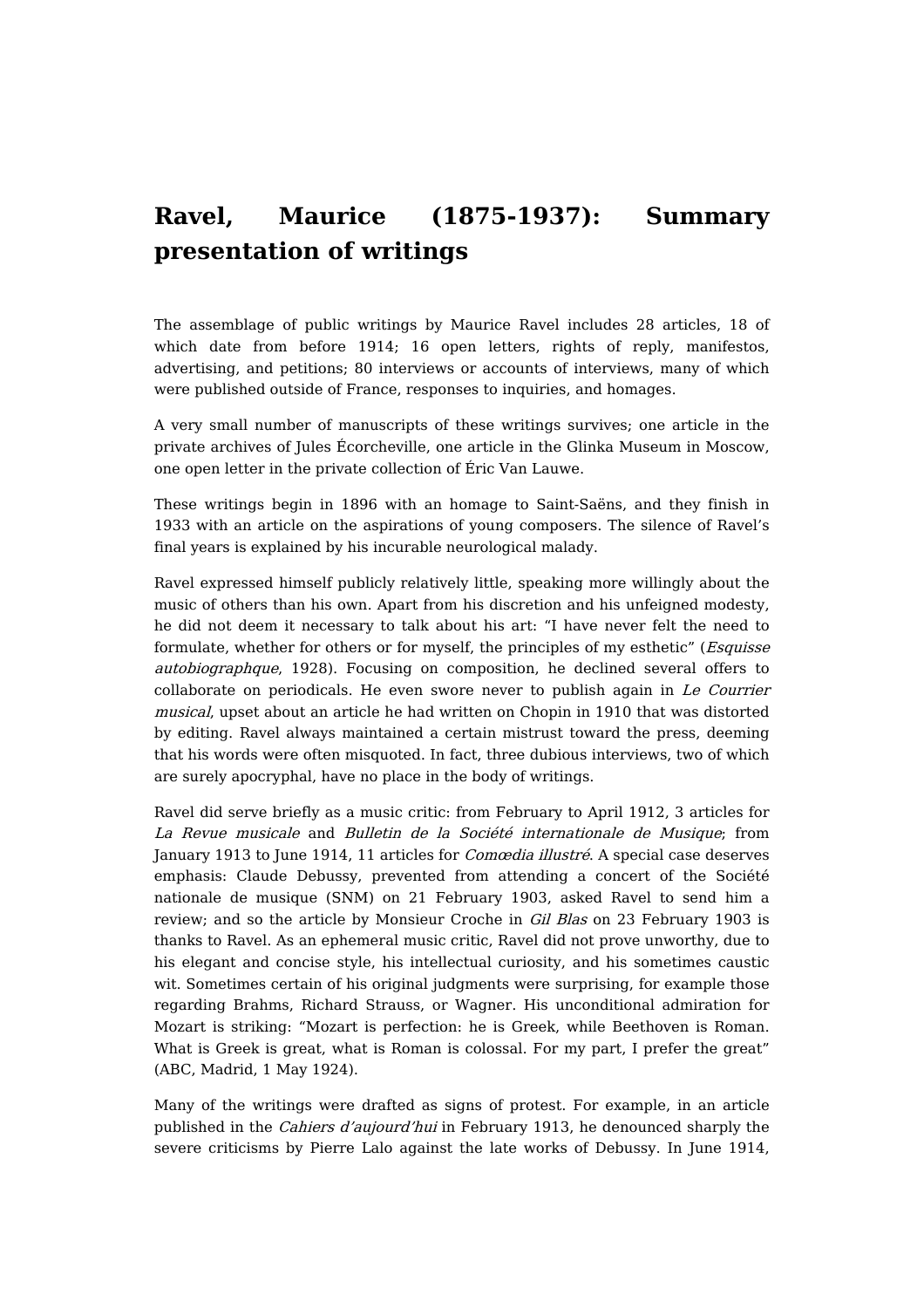# Ravel, Maurice (1875-1937): Summary presentation of writings

The assemblage of public writings by Maurice Ravel includes 28 articles, 18 of which date from before 1914; 16 open letters, rights of reply, manifestos, advertising, and petitions; 80 interviews or accounts of interviews, many of which were published outside of France, responses to inquiries, and homages.

A very small number of manuscripts of these writings survives; one article in the private archives of Jules Écorcheville, one article in the Glinka Museum in Moscow, one open letter in the private collection of Éric Van Lauwe.

These writings begin in 1896 with an homage to Saint-Saëns, and they finish in 1933 with an article on the aspirations of young composers. The silence of Ravel's final years is explained by his incurable neurological malady.

Ravel expressed himself publicly relatively little, speaking more willingly about the music of others than his own. Apart from his discretion and his unfeigned modesty, he did not deem it necessary to talk about his art: "I have never felt the need to formulate, whether for others or for myself, the principles of my esthetic" (*Esquisse autobiographque*, 1928). Focusing on composition, he declined several offers to collaborate on periodicals. He even swore never to publish again in *Le Courrier musical*, upset about an article he had written on Chopin in 1910 that was distorted by editing. Ravel always maintained a certain mistrust toward the press, deeming that his words were often misquoted. In fact, three dubious interviews, two of which are surely apocryphal, have no place in the body of writings.

Ravel did serve briefly as a music critic: from February to April 1912, 3 articles for *La Revue musicale* and *Bulletin de la Société internationale de Musique*; from January 1913 to June 1914, 11 articles for *Comœdia illustré*. A special case deserves emphasis: Claude Debussy, prevented from attending a concert of the Société nationale de musique (SNM) on 21 February 1903, asked Ravel to send him a review; and so the article by Monsieur Croche in *Gil Blas* on 23 February 1903 is thanks to Ravel. As an ephemeral music critic, Ravel did not prove unworthy, due to his elegant and concise style, his intellectual curiosity, and his sometimes caustic wit. Sometimes certain of his original judgments were surprising, for example those regarding Brahms, Richard Strauss, or Wagner. His unconditional admiration for Mozart is striking: "Mozart is perfection: he is Greek, while Beethoven is Roman. What is Greek is great, what is Roman is colossal. For my part, I prefer the great" (ABC, Madrid, 1 May 1924).

Many of the writings were drafted as signs of protest. For example, in an article published in the *Cahiers d'aujourd'hui* in February 1913, he denounced sharply the severe criticisms by Pierre Lalo against the late works of Debussy. In June 1914,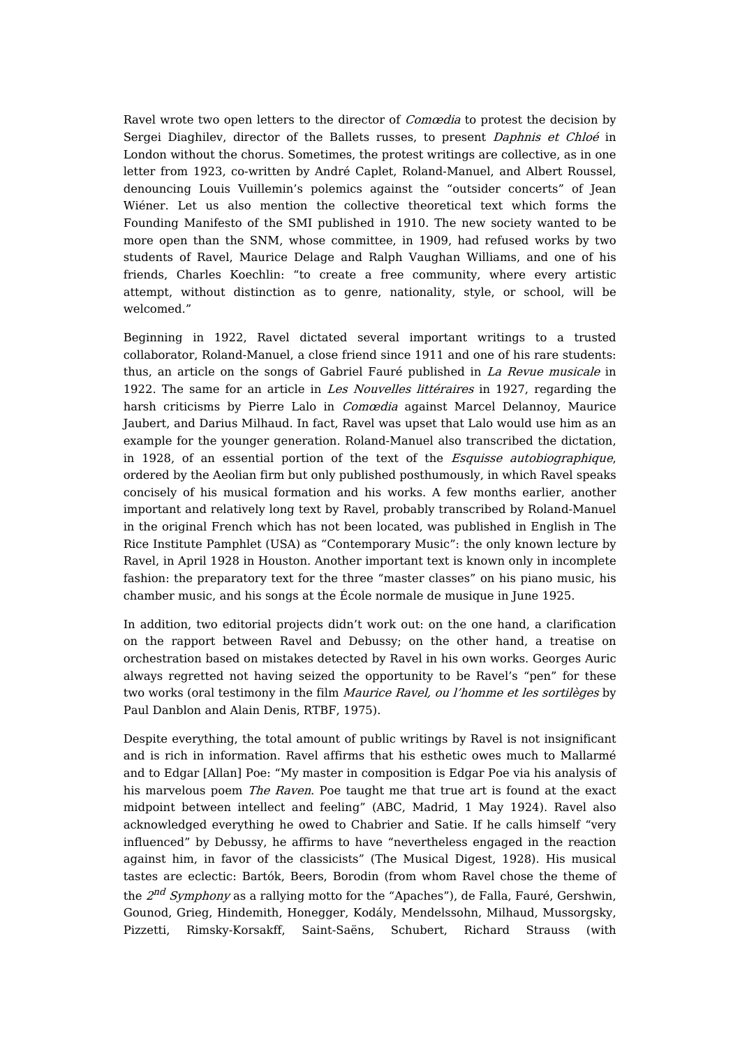Ravel wrote two open letters to the director of *Comœdia* to protest the decision by Sergei Diaghilev, director of the Ballets russes, to present *Daphnis et Chloé* in London without the chorus. Sometimes, the protest writings are collective, as in one letter from 1923, co-written by André Caplet, Roland-Manuel, and Albert Roussel, denouncing Louis Vuillemin's polemics against the "outsider concerts" of Jean Wiéner. Let us also mention the collective theoretical text which forms the Founding Manifesto of the SMI published in 1910. The new society wanted to be more open than the SNM, whose committee, in 1909, had refused works by two students of Ravel, Maurice Delage and Ralph Vaughan Williams, and one of his friends, Charles Koechlin: "to create a free community, where every artistic attempt, without distinction as to genre, nationality, style, or school, will be welcomed."

Beginning in 1922, Ravel dictated several important writings to a trusted collaborator, Roland-Manuel, a close friend since 1911 and one of his rare students: thus, an article on the songs of Gabriel Fauré published in *La Revue musicale* in 1922. The same for an article in *Les Nouvelles littéraires* in 1927, regarding the harsh criticisms by Pierre Lalo in *Comœdia* against Marcel Delannoy, Maurice Jaubert, and Darius Milhaud. In fact, Ravel was upset that Lalo would use him as an example for the younger generation. Roland-Manuel also transcribed the dictation, in 1928, of an essential portion of the text of the *Esquisse autobiographique*, ordered by the Aeolian firm but only published posthumously, in which Ravel speaks concisely of his musical formation and his works. A few months earlier, another important and relatively long text by Ravel, probably transcribed by Roland-Manuel in the original French which has not been located, was published in English in The Rice Institute Pamphlet (USA) as "Contemporary Music": the only known lecture by Ravel, in April 1928 in Houston. Another important text is known only in incomplete fashion: the preparatory text for the three "master classes" on his piano music, his chamber music, and his songs at the École normale de musique in June 1925.

In addition, two editorial projects didn't work out: on the one hand, a clarification on the rapport between Ravel and Debussy; on the other hand, a treatise on orchestration based on mistakes detected by Ravel in his own works. Georges Auric always regretted not having seized the opportunity to be Ravel's "pen" for these two works (oral testimony in the film *Maurice Ravel, ou l'homme et les sortilèges* by Paul Danblon and Alain Denis, RTBF, 1975).

Despite everything, the total amount of public writings by Ravel is not insignificant and is rich in information. Ravel affirms that his esthetic owes much to Mallarmé and to Edgar [Allan] Poe: "My master in composition is Edgar Poe via his analysis of his marvelous poem *The Raven*. Poe taught me that true art is found at the exact midpoint between intellect and feeling" (ABC, Madrid, 1 May 1924). Ravel also acknowledged everything he owed to Chabrier and Satie. If he calls himself "very influenced" by Debussy, he affirms to have "nevertheless engaged in the reaction against him, in favor of the classicists" (The Musical Digest, 1928). His musical tastes are eclectic: Bartók, Beers, Borodin (from whom Ravel chose the theme of the *2nd Symphony* as a rallying motto for the "Apaches"), de Falla, Fauré, Gershwin, Gounod, Grieg, Hindemith, Honegger, Kodály, Mendelssohn, Milhaud, Mussorgsky, Pizzetti, Rimsky-Korsakff, Saint-Saëns, Schubert, Richard Strauss (with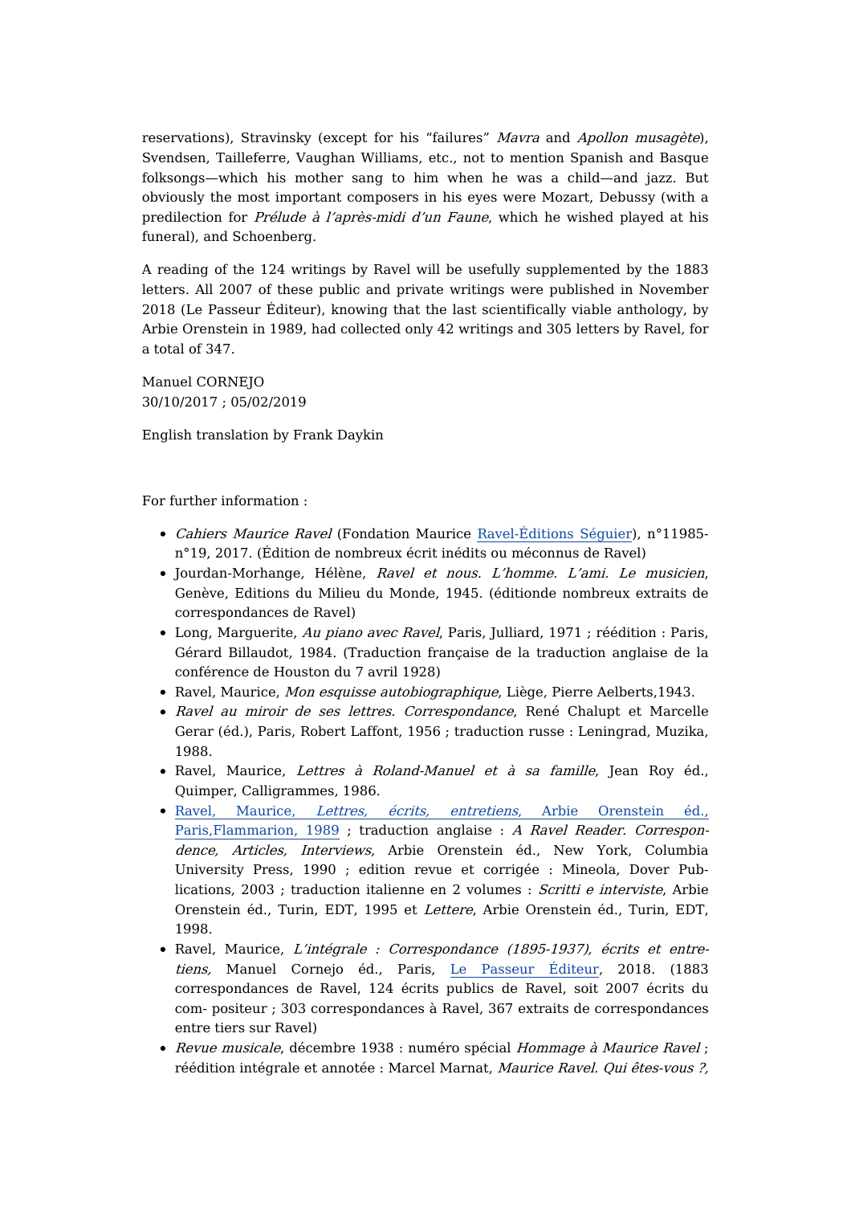reservations), Stravinsky (except for his “failures” *Mavra* and *Apollon musagète*), Svendsen, Tailleferre, Vaughan Williams, etc., not to mention Spanish and Basque folksongs—which his mother sang to him when he was a child—and jazz. But obviously the most important composers in his eyes were Mozart, Debussy (with a predilection for *Prélude à l’après-midi d’un Faune*, which he wished played at his funeral), and Schoenberg.

A reading of the 124 writings by Ravel will be usefully supplemented by the 1883 letters. All 2007 of these public and private writings were published in November 2018 (Le Passeur Éditeur), knowing that the last scientifically viable anthology, by Arbie Orenstein in 1989, had collected only 42 writings and 305 letters by Ravel, for a total of 347.

Manuel CORNEJO
30/10/2017 ; 05/02/2019

English translation by Frank Daykin

For further information :

- *Cahiers Maurice Ravel* (Fondation Maurice Ravel-Éditions Séguier), n°11985-n°19, 2017. (Édition de nombreux écrit inédits ou méconnus de Ravel)
- Jourdan-Morhange, Hélène, *Ravel et nous. L’homme. L’ami. Le musicien*, Genève, Editions du Milieu du Monde, 1945. (éditionde nombreux extraits de correspondances de Ravel)
- Long, Marguerite, *Au piano avec Ravel*, Paris, Julliard, 1971 ; réédition : Paris, Gérard Billaudot, 1984. (Traduction française de la traduction anglaise de la conférence de Houston du 7 avril 1928)
- Ravel, Maurice, *Mon esquisse autobiographique*, Liège, Pierre Aelberts,1943.
- *Ravel au miroir de ses lettres. Correspondance*, René Chalupt et Marcelle Gerar (éd.), Paris, Robert Laffont, 1956 ; traduction russe : Leningrad, Muzika, 1988.
- Ravel, Maurice, *Lettres à Roland-Manuel et à sa famille*, Jean Roy éd., Quimper, Calligrammes, 1986.
- Ravel, Maurice, *Lettres, écrits, entretiens*, Arbie Orenstein éd., Paris,Flammarion, 1989 ; traduction anglaise : *A Ravel Reader. Correspondence, Articles, Interviews*, Arbie Orenstein éd., New York, Columbia University Press, 1990 ; edition revue et corrigée : Mineola, Dover Publications, 2003 ; traduction italienne en 2 volumes : *Scritti e interviste*, Arbie Orenstein éd., Turin, EDT, 1995 et *Lettere*, Arbie Orenstein éd., Turin, EDT, 1998.
- Ravel, Maurice, *L’intégrale : Correspondance (1895-1937), écrits et entretiens,* Manuel Cornejo éd., Paris, Le Passeur Éditeur, 2018. (1883 correspondances de Ravel, 124 écrits publics de Ravel, soit 2007 écrits du com- positeur ; 303 correspondances à Ravel, 367 extraits de correspondances entre tiers sur Ravel)
- *Revue musicale*, décembre 1938 : numéro spécial *Hommage à Maurice Ravel* ; réédition intégrale et annotée : Marcel Marnat, *Maurice Ravel. Qui êtes-vous ?,*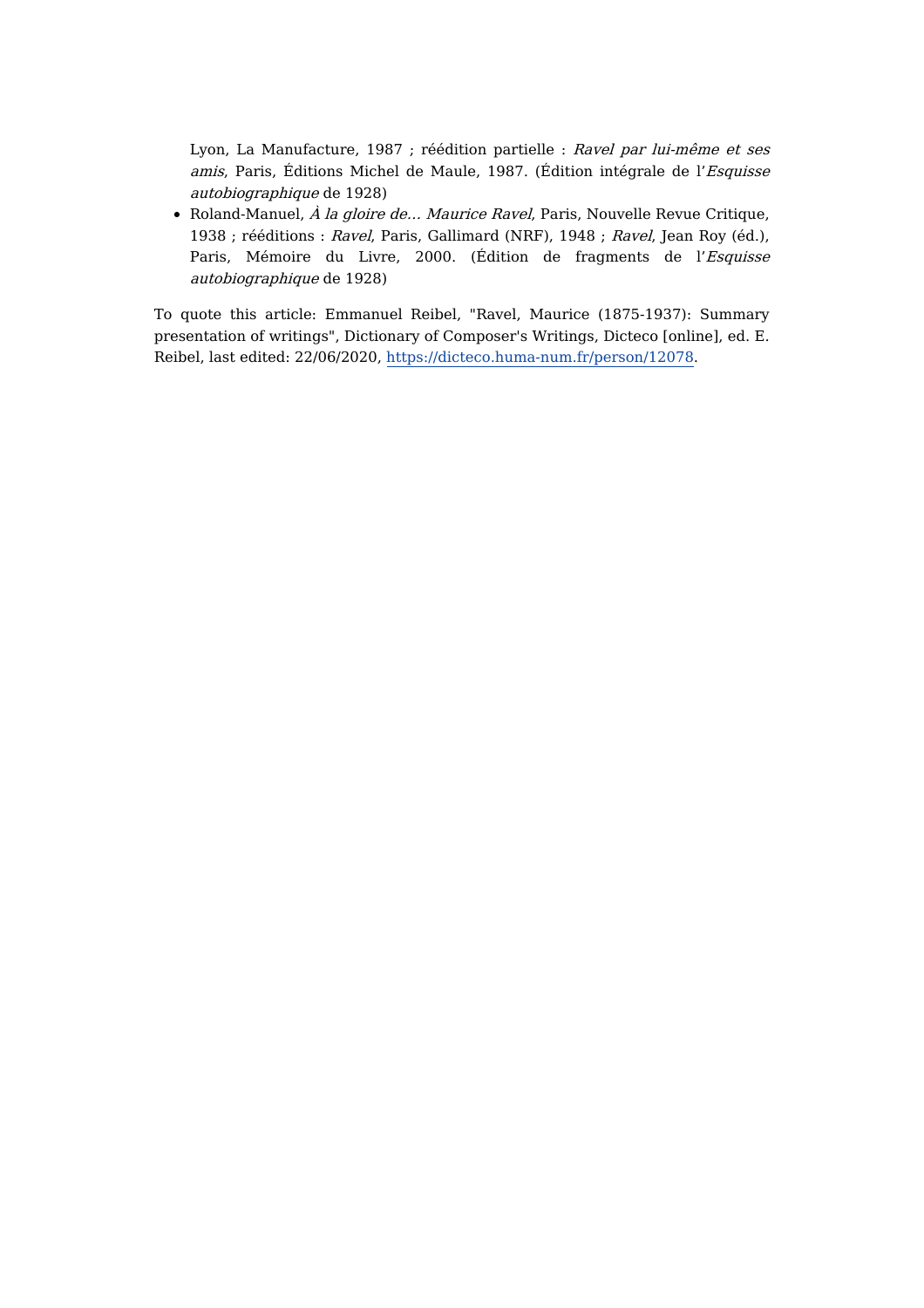Lyon, La Manufacture, 1987 ; réédition partielle : *Ravel par lui-même et ses amis*, Paris, Éditions Michel de Maule, 1987. (Édition intégrale de l'*Esquisse autobiographique* de 1928)

- Roland-Manuel, *À la gloire de… Maurice Ravel*, Paris, Nouvelle Revue Critique, 1938 ; rééditions : *Ravel*, Paris, Gallimard (NRF), 1948 ; *Ravel*, Jean Roy (éd.), Paris, Mémoire du Livre, 2000. (Édition de fragments de l'*Esquisse autobiographique* de 1928)

To quote this article: Emmanuel Reibel, "Ravel, Maurice (1875-1937): Summary presentation of writings", Dictionary of Composer's Writings, Dicteco [online], ed. E. Reibel, last edited: 22/06/2020, https://dicteco.huma-num.fr/person/12078.